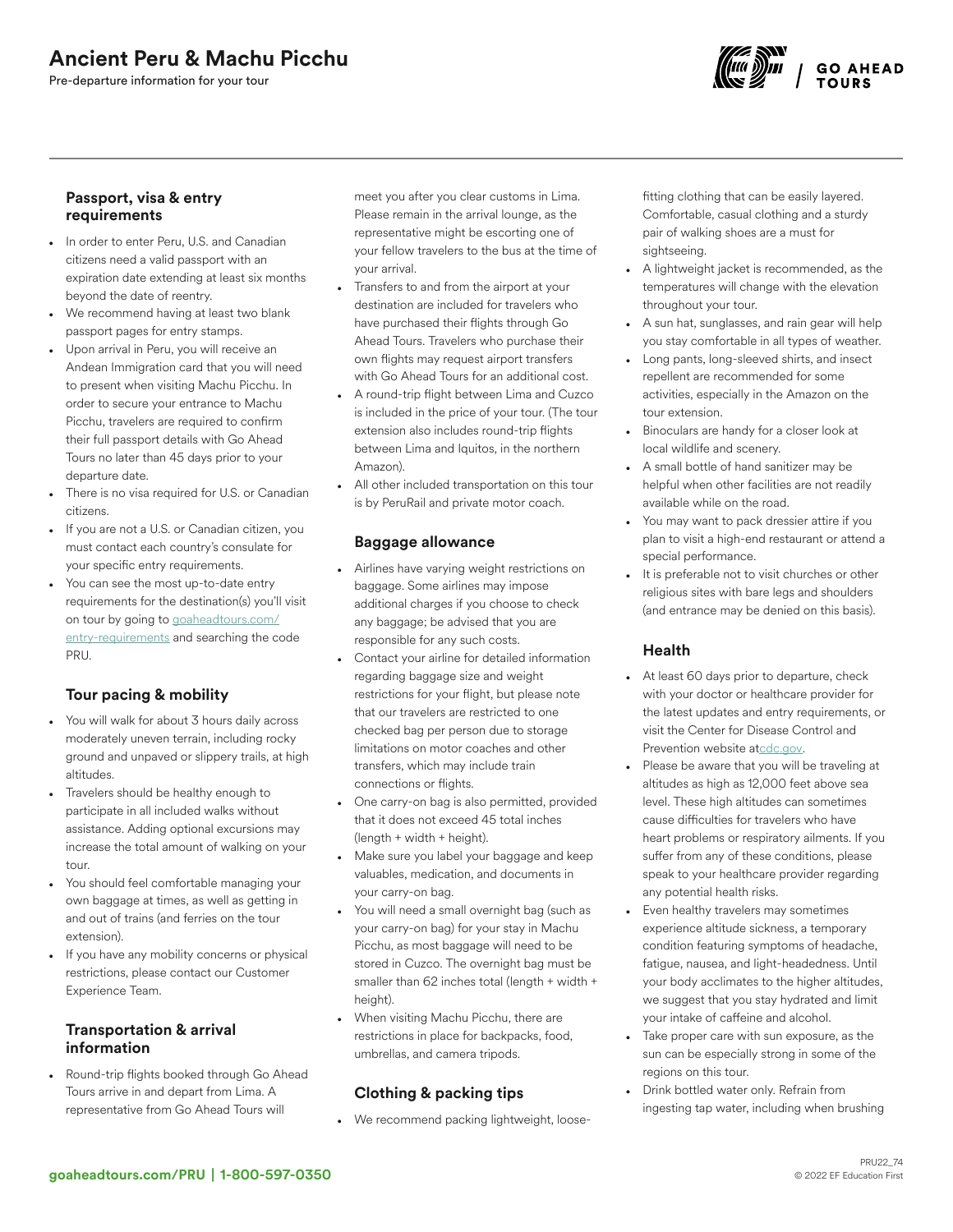# Ancient Peru & Machu Picchu

Pre-departure information for your tour

### Passport, visa & entry requirements

- In order to enter Peru, U.S. and Canadian citizens need a valid passport with an expiration date extending at least six months beyond the date of reentry.
- We recommend having at least two blank passport pages for entry stamps.
- Upon arrival in Peru, you will receive an Andean Immigration card that you will need to present when visiting Machu Picchu. In order to secure your entrance to Machu Picchu, travelers are required to confirm their full passport details with Go Ahead Tours no later than 45 days prior to your departure date.
- There is no visa required for U.S. or Canadian citizens.
- If you are not a U.S. or Canadian citizen, you must contact each country's consulate for your specific entry requirements.
- You can see the most up-to-date entry requirements for the destination(s) you'll visit on tour by going to goaheadtours.com/entry-requirements and searching the code PRU.

### Tour pacing & mobility

- You will walk for about 3 hours daily across moderately uneven terrain, including rocky ground and unpaved or slippery trails, at high altitudes.
- Travelers should be healthy enough to participate in all included walks without assistance. Adding optional excursions may increase the total amount of walking on your tour.
- You should feel comfortable managing your own baggage at times, as well as getting in and out of trains (and ferries on the tour extension).
- If you have any mobility concerns or physical restrictions, please contact our Customer Experience Team.

### Transportation & arrival information

- Round-trip flights booked through Go Ahead Tours arrive in and depart from Lima. A representative from Go Ahead Tours will meet you after you clear customs in Lima. Please remain in the arrival lounge, as the representative might be escorting one of your fellow travelers to the bus at the time of your arrival.
- Transfers to and from the airport at your destination are included for travelers who have purchased their flights through Go Ahead Tours. Travelers who purchase their own flights may request airport transfers with Go Ahead Tours for an additional cost.
- A round-trip flight between Lima and Cuzco is included in the price of your tour. (The tour extension also includes round-trip flights between Lima and Iquitos, in the northern Amazon).
- All other included transportation on this tour is by PeruRail and private motor coach.

### Baggage allowance

- Airlines have varying weight restrictions on baggage. Some airlines may impose additional charges if you choose to check any baggage; be advised that you are responsible for any such costs.
- Contact your airline for detailed information regarding baggage size and weight restrictions for your flight, but please note that our travelers are restricted to one checked bag per person due to storage limitations on motor coaches and other transfers, which may include train connections or flights.
- One carry-on bag is also permitted, provided that it does not exceed 45 total inches (length + width + height).
- Make sure you label your baggage and keep valuables, medication, and documents in your carry-on bag.
- You will need a small overnight bag (such as your carry-on bag) for your stay in Machu Picchu, as most baggage will need to be stored in Cuzco. The overnight bag must be smaller than 62 inches total (length + width + height).
- When visiting Machu Picchu, there are restrictions in place for backpacks, food, umbrellas, and camera tripods.

### Clothing & packing tips

- We recommend packing lightweight, loose-fitting clothing that can be easily layered. Comfortable, casual clothing and a sturdy pair of walking shoes are a must for sightseeing.
- A lightweight jacket is recommended, as the temperatures will change with the elevation throughout your tour.
- A sun hat, sunglasses, and rain gear will help you stay comfortable in all types of weather.
- Long pants, long-sleeved shirts, and insect repellent are recommended for some activities, especially in the Amazon on the tour extension.
- Binoculars are handy for a closer look at local wildlife and scenery.
- A small bottle of hand sanitizer may be helpful when other facilities are not readily available while on the road.
- You may want to pack dressier attire if you plan to visit a high-end restaurant or attend a special performance.
- It is preferable not to visit churches or other religious sites with bare legs and shoulders (and entrance may be denied on this basis).

### Health

- At least 60 days prior to departure, check with your doctor or healthcare provider for the latest updates and entry requirements, or visit the Center for Disease Control and Prevention website atcdc.gov.
- Please be aware that you will be traveling at altitudes as high as 12,000 feet above sea level. These high altitudes can sometimes cause difficulties for travelers who have heart problems or respiratory ailments. If you suffer from any of these conditions, please speak to your healthcare provider regarding any potential health risks.
- Even healthy travelers may sometimes experience altitude sickness, a temporary condition featuring symptoms of headache, fatigue, nausea, and light-headedness. Until your body acclimates to the higher altitudes, we suggest that you stay hydrated and limit your intake of caffeine and alcohol.
- Take proper care with sun exposure, as the sun can be especially strong in some of the regions on this tour.
- Drink bottled water only. Refrain from ingesting tap water, including when brushing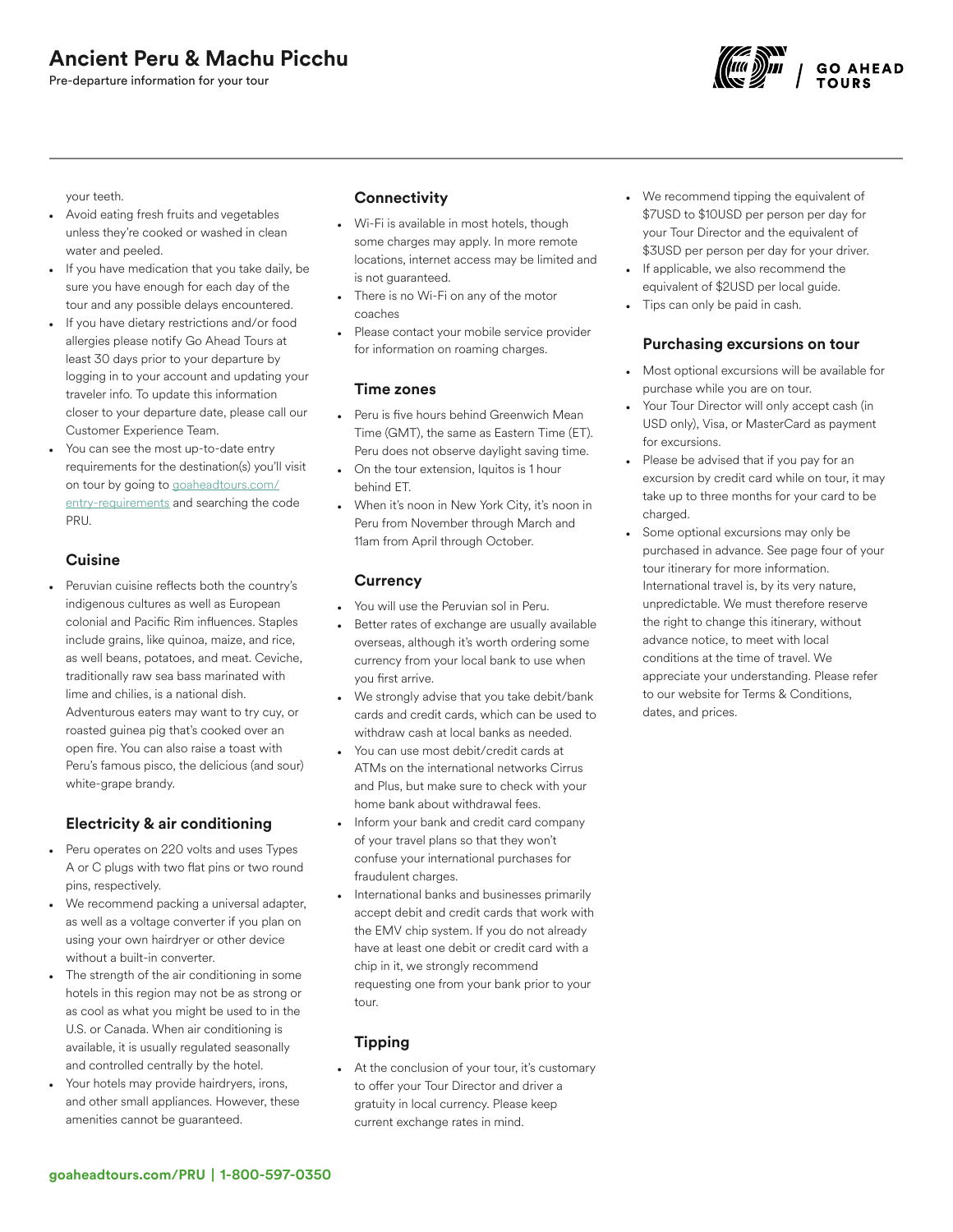your teeth.

- Avoid eating fresh fruits and vegetables unless they're cooked or washed in clean water and peeled.
- If you have medication that you take daily, be sure you have enough for each day of the tour and any possible delays encountered.
- If you have dietary restrictions and/or food allergies please notify Go Ahead Tours at least 30 days prior to your departure by logging in to your account and updating your traveler info. To update this information closer to your departure date, please call our Customer Experience Team.
- You can see the most up-to-date entry requirements for the destination(s) you'll visit on tour by going to goaheadtours.com/entry-requirements and searching the code PRU.

### Cuisine

- Peruvian cuisine reflects both the country's indigenous cultures as well as European colonial and Pacific Rim influences. Staples include grains, like quinoa, maize, and rice, as well beans, potatoes, and meat. Ceviche, traditionally raw sea bass marinated with lime and chilies, is a national dish. Adventurous eaters may want to try cuy, or roasted guinea pig that's cooked over an open fire. You can also raise a toast with Peru's famous pisco, the delicious (and sour) white-grape brandy.

### Electricity & air conditioning

- Peru operates on 220 volts and uses Types A or C plugs with two flat pins or two round pins, respectively.
- We recommend packing a universal adapter, as well as a voltage converter if you plan on using your own hairdryer or other device without a built-in converter.
- The strength of the air conditioning in some hotels in this region may not be as strong or as cool as what you might be used to in the U.S. or Canada. When air conditioning is available, it is usually regulated seasonally and controlled centrally by the hotel.
- Your hotels may provide hairdryers, irons, and other small appliances. However, these amenities cannot be guaranteed.

### Connectivity

- Wi-Fi is available in most hotels, though some charges may apply. In more remote locations, internet access may be limited and is not guaranteed.
- There is no Wi-Fi on any of the motor coaches
- Please contact your mobile service provider for information on roaming charges.

### Time zones

- Peru is five hours behind Greenwich Mean Time (GMT), the same as Eastern Time (ET). Peru does not observe daylight saving time.
- On the tour extension, Iquitos is 1 hour behind ET.
- When it's noon in New York City, it's noon in Peru from November through March and 11am from April through October.

### Currency

- You will use the Peruvian sol in Peru.
- Better rates of exchange are usually available overseas, although it's worth ordering some currency from your local bank to use when you first arrive.
- We strongly advise that you take debit/bank cards and credit cards, which can be used to withdraw cash at local banks as needed.
- You can use most debit/credit cards at ATMs on the international networks Cirrus and Plus, but make sure to check with your home bank about withdrawal fees.
- Inform your bank and credit card company of your travel plans so that they won't confuse your international purchases for fraudulent charges.
- International banks and businesses primarily accept debit and credit cards that work with the EMV chip system. If you do not already have at least one debit or credit card with a chip in it, we strongly recommend requesting one from your bank prior to your tour.

### Tipping

- At the conclusion of your tour, it's customary to offer your Tour Director and driver a gratuity in local currency. Please keep current exchange rates in mind.
- We recommend tipping the equivalent of $7USD to $10USD per person per day for your Tour Director and the equivalent of $3USD per person per day for your driver.
- If applicable, we also recommend the equivalent of $2USD per local guide.
- Tips can only be paid in cash.

### Purchasing excursions on tour

- Most optional excursions will be available for purchase while you are on tour.
- Your Tour Director will only accept cash (in USD only), Visa, or MasterCard as payment for excursions.
- Please be advised that if you pay for an excursion by credit card while on tour, it may take up to three months for your card to be charged.
- Some optional excursions may only be purchased in advance. See page four of your tour itinerary for more information. International travel is, by its very nature, unpredictable. We must therefore reserve the right to change this itinerary, without advance notice, to meet with local conditions at the time of travel. We appreciate your understanding. Please refer to our website for Terms & Conditions, dates, and prices.